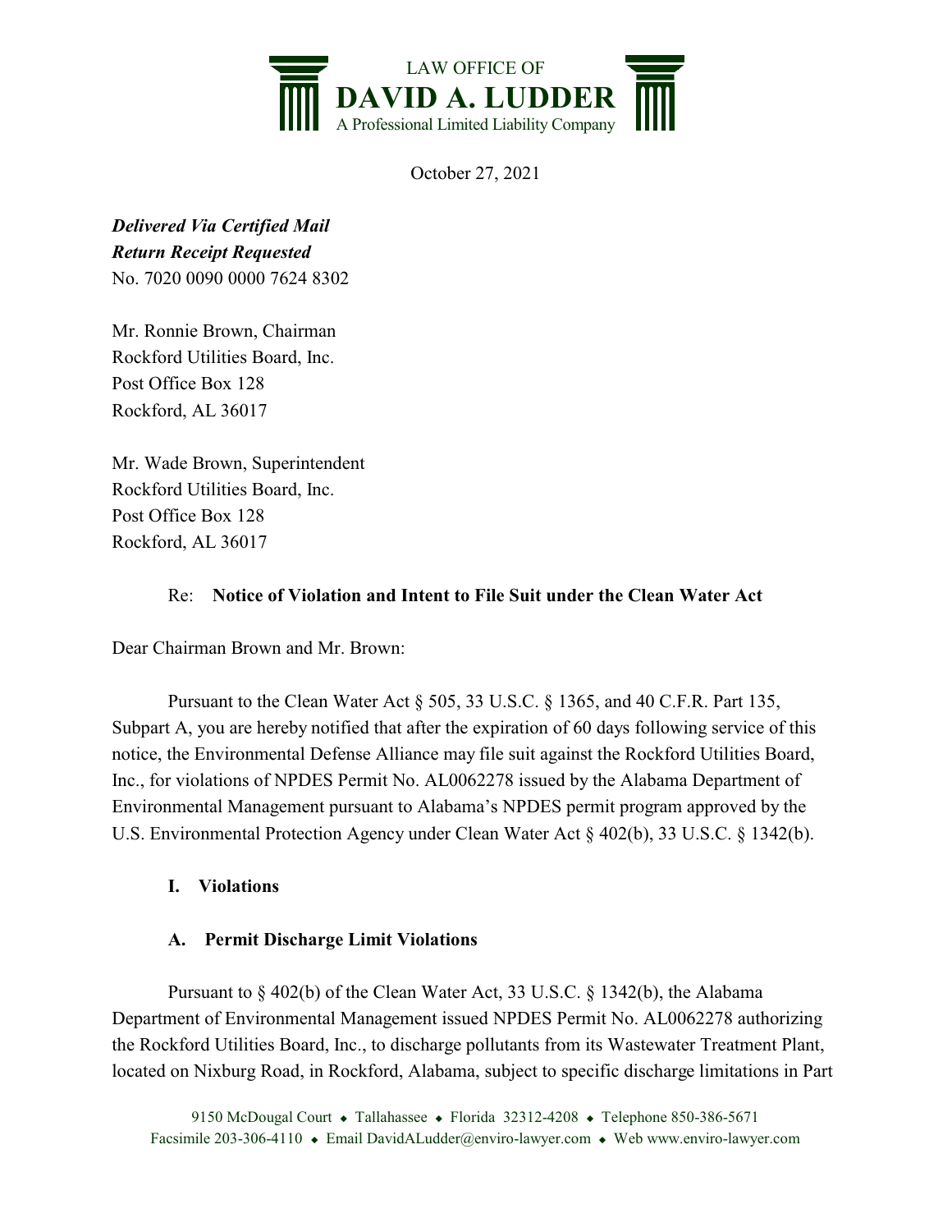LAW OFFICE OF
**DAVID A. LUDDER**
A Professional Limited Liability Company

October 27, 2021

***Delivered Via Certified Mail***
***Return Receipt Requested***
No. 7020 0090 0000 7624 8302

Mr. Ronnie Brown, Chairman
Rockford Utilities Board, Inc.
Post Office Box 128
Rockford, AL 36017

Mr. Wade Brown, Superintendent
Rockford Utilities Board, Inc.
Post Office Box 128
Rockford, AL 36017

Re: **Notice of Violation and Intent to File Suit under the Clean Water Act**

Dear Chairman Brown and Mr. Brown:

Pursuant to the Clean Water Act § 505, 33 U.S.C. § 1365, and 40 C.F.R. Part 135, Subpart A, you are hereby notified that after the expiration of 60 days following service of this notice, the Environmental Defense Alliance may file suit against the Rockford Utilities Board, Inc., for violations of NPDES Permit No. AL0062278 issued by the Alabama Department of Environmental Management pursuant to Alabama's NPDES permit program approved by the U.S. Environmental Protection Agency under Clean Water Act § 402(b), 33 U.S.C. § 1342(b).

## I. Violations

### A. Permit Discharge Limit Violations

Pursuant to § 402(b) of the Clean Water Act, 33 U.S.C. § 1342(b), the Alabama Department of Environmental Management issued NPDES Permit No. AL0062278 authorizing the Rockford Utilities Board, Inc., to discharge pollutants from its Wastewater Treatment Plant, located on Nixburg Road, in Rockford, Alabama, subject to specific discharge limitations in Part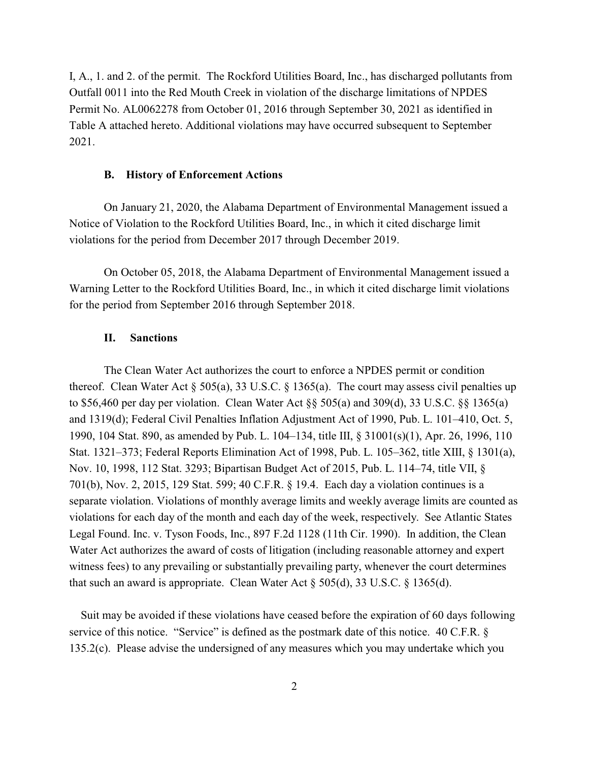I, A., 1. and 2. of the permit. The Rockford Utilities Board, Inc., has discharged pollutants from Outfall 0011 into the Red Mouth Creek in violation of the discharge limitations of NPDES Permit No. AL0062278 from October 01, 2016 through September 30, 2021 as identified in Table A attached hereto. Additional violations may have occurred subsequent to September 2021.

### B. History of Enforcement Actions

On January 21, 2020, the Alabama Department of Environmental Management issued a Notice of Violation to the Rockford Utilities Board, Inc., in which it cited discharge limit violations for the period from December 2017 through December 2019.

On October 05, 2018, the Alabama Department of Environmental Management issued a Warning Letter to the Rockford Utilities Board, Inc., in which it cited discharge limit violations for the period from September 2016 through September 2018.

## II. Sanctions

The Clean Water Act authorizes the court to enforce a NPDES permit or condition thereof. Clean Water Act § 505(a), 33 U.S.C. § 1365(a). The court may assess civil penalties up to $56,460 per day per violation. Clean Water Act §§ 505(a) and 309(d), 33 U.S.C. §§ 1365(a) and 1319(d); Federal Civil Penalties Inflation Adjustment Act of 1990, Pub. L. 101–410, Oct. 5, 1990, 104 Stat. 890, as amended by Pub. L. 104–134, title III, § 31001(s)(1), Apr. 26, 1996, 110 Stat. 1321–373; Federal Reports Elimination Act of 1998, Pub. L. 105–362, title XIII, § 1301(a), Nov. 10, 1998, 112 Stat. 3293; Bipartisan Budget Act of 2015, Pub. L. 114–74, title VII, § 701(b), Nov. 2, 2015, 129 Stat. 599; 40 C.F.R. § 19.4. Each day a violation continues is a separate violation. Violations of monthly average limits and weekly average limits are counted as violations for each day of the month and each day of the week, respectively. See Atlantic States Legal Found. Inc. v. Tyson Foods, Inc., 897 F.2d 1128 (11th Cir. 1990). In addition, the Clean Water Act authorizes the award of costs of litigation (including reasonable attorney and expert witness fees) to any prevailing or substantially prevailing party, whenever the court determines that such an award is appropriate. Clean Water Act § 505(d), 33 U.S.C. § 1365(d).

Suit may be avoided if these violations have ceased before the expiration of 60 days following service of this notice. "Service" is defined as the postmark date of this notice. 40 C.F.R. § 135.2(c). Please advise the undersigned of any measures which you may undertake which you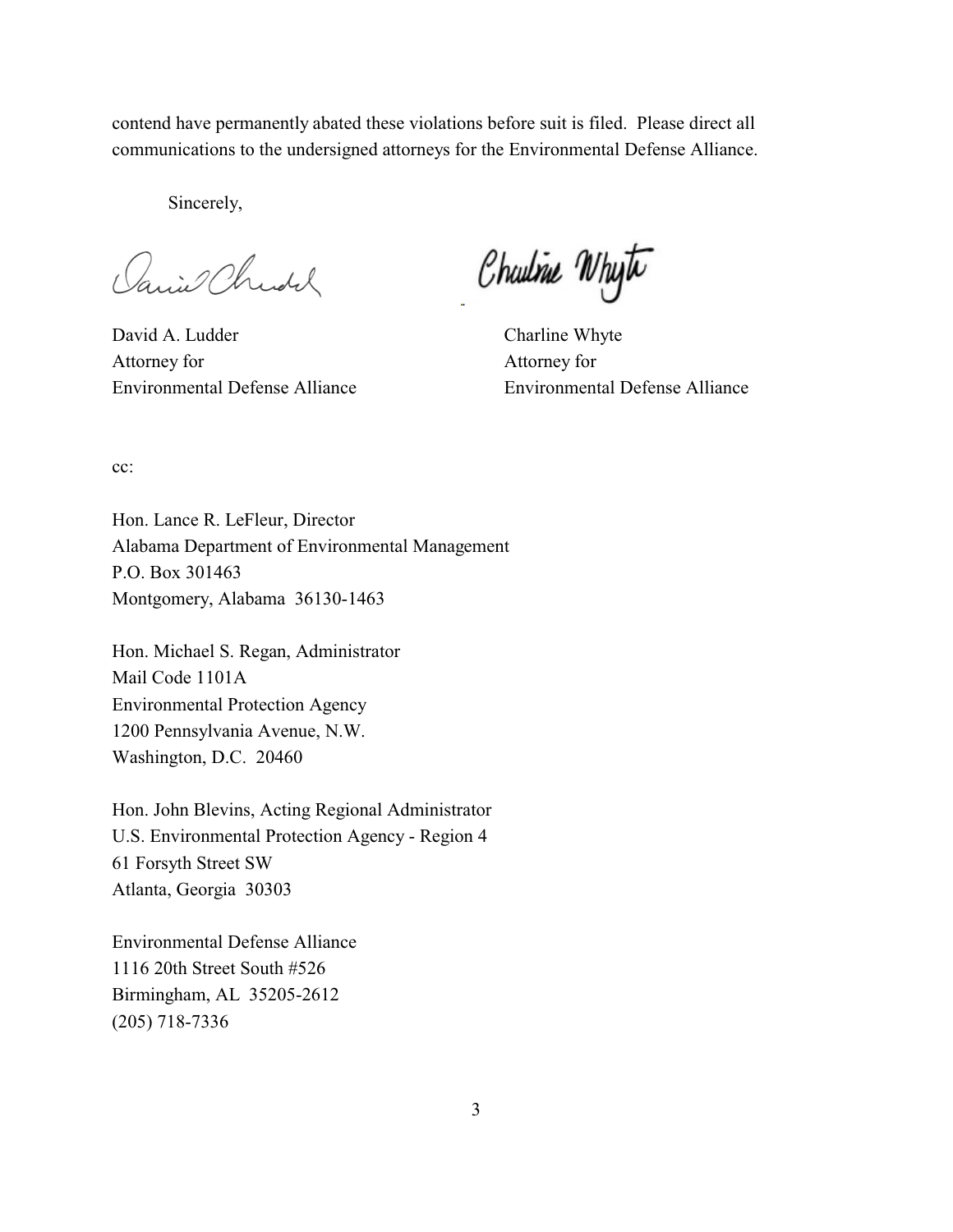contend have permanently abated these violations before suit is filed. Please direct all communications to the undersigned attorneys for the Environmental Defense Alliance.

Sincerely,

David A. Ludder
Attorney for
Environmental Defense Alliance

Charline Whyte
Attorney for
Environmental Defense Alliance

cc:

Hon. Lance R. LeFleur, Director
Alabama Department of Environmental Management
P.O. Box 301463
Montgomery, Alabama 36130-1463

Hon. Michael S. Regan, Administrator
Mail Code 1101A
Environmental Protection Agency
1200 Pennsylvania Avenue, N.W.
Washington, D.C. 20460

Hon. John Blevins, Acting Regional Administrator
U.S. Environmental Protection Agency - Region 4
61 Forsyth Street SW
Atlanta, Georgia 30303

Environmental Defense Alliance
1116 20th Street South #526
Birmingham, AL 35205-2612
(205) 718-7336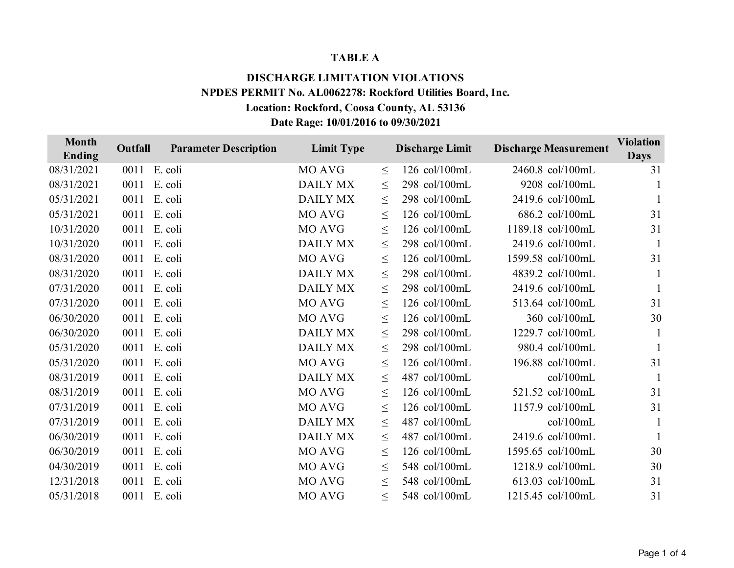**TABLE A**

**DISCHARGE LIMITATION VIOLATIONS**
**NPDES PERMIT No. AL0062278: Rockford Utilities Board, Inc.**
**Location: Rockford, Coosa County, AL 53136**
**Date Rage: 10/01/2016 to 09/30/2021**

| Month Ending | Outfall | Parameter Description | Limit Type | | Discharge Limit | Discharge Measurement | Violation Days |
|---|---|---|---|---|---|---|---|
| 08/31/2021 | 0011 | E. coli | MO AVG | ≤ | 126 col/100mL | 2460.8 col/100mL | 31 |
| 08/31/2021 | 0011 | E. coli | DAILY MX | ≤ | 298 col/100mL | 9208 col/100mL | 1 |
| 05/31/2021 | 0011 | E. coli | DAILY MX | ≤ | 298 col/100mL | 2419.6 col/100mL | 1 |
| 05/31/2021 | 0011 | E. coli | MO AVG | ≤ | 126 col/100mL | 686.2 col/100mL | 31 |
| 10/31/2020 | 0011 | E. coli | MO AVG | ≤ | 126 col/100mL | 1189.18 col/100mL | 31 |
| 10/31/2020 | 0011 | E. coli | DAILY MX | ≤ | 298 col/100mL | 2419.6 col/100mL | 1 |
| 08/31/2020 | 0011 | E. coli | MO AVG | ≤ | 126 col/100mL | 1599.58 col/100mL | 31 |
| 08/31/2020 | 0011 | E. coli | DAILY MX | ≤ | 298 col/100mL | 4839.2 col/100mL | 1 |
| 07/31/2020 | 0011 | E. coli | DAILY MX | ≤ | 298 col/100mL | 2419.6 col/100mL | 1 |
| 07/31/2020 | 0011 | E. coli | MO AVG | ≤ | 126 col/100mL | 513.64 col/100mL | 31 |
| 06/30/2020 | 0011 | E. coli | MO AVG | ≤ | 126 col/100mL | 360 col/100mL | 30 |
| 06/30/2020 | 0011 | E. coli | DAILY MX | ≤ | 298 col/100mL | 1229.7 col/100mL | 1 |
| 05/31/2020 | 0011 | E. coli | DAILY MX | ≤ | 298 col/100mL | 980.4 col/100mL | 1 |
| 05/31/2020 | 0011 | E. coli | MO AVG | ≤ | 126 col/100mL | 196.88 col/100mL | 31 |
| 08/31/2019 | 0011 | E. coli | DAILY MX | ≤ | 487 col/100mL | col/100mL | 1 |
| 08/31/2019 | 0011 | E. coli | MO AVG | ≤ | 126 col/100mL | 521.52 col/100mL | 31 |
| 07/31/2019 | 0011 | E. coli | MO AVG | ≤ | 126 col/100mL | 1157.9 col/100mL | 31 |
| 07/31/2019 | 0011 | E. coli | DAILY MX | ≤ | 487 col/100mL | col/100mL | 1 |
| 06/30/2019 | 0011 | E. coli | DAILY MX | ≤ | 487 col/100mL | 2419.6 col/100mL | 1 |
| 06/30/2019 | 0011 | E. coli | MO AVG | ≤ | 126 col/100mL | 1595.65 col/100mL | 30 |
| 04/30/2019 | 0011 | E. coli | MO AVG | ≤ | 548 col/100mL | 1218.9 col/100mL | 30 |
| 12/31/2018 | 0011 | E. coli | MO AVG | ≤ | 548 col/100mL | 613.03 col/100mL | 31 |
| 05/31/2018 | 0011 | E. coli | MO AVG | ≤ | 548 col/100mL | 1215.45 col/100mL | 31 |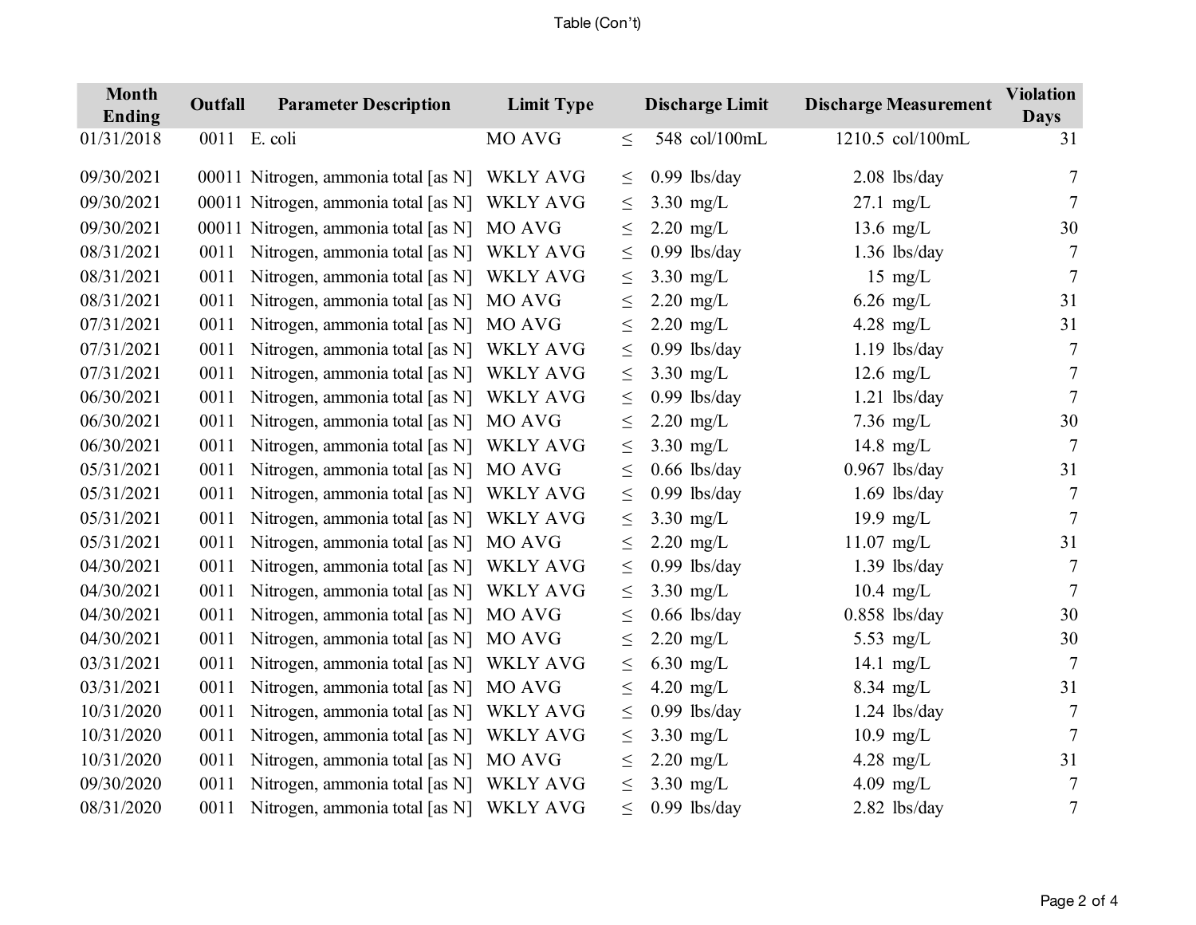Table (Con't)

| Month Ending | Outfall | Parameter Description | Limit Type | | Discharge Limit | Discharge Measurement | Violation Days |
|---|---|---|---|---|---|---|---|
| 01/31/2018 | 0011 | E. coli | MO AVG | ≤ | 548 col/100mL | 1210.5 col/100mL | 31 |
| 09/30/2021 | 00011 | Nitrogen, ammonia total [as N] | WKLY AVG | ≤ | 0.99 lbs/day | 2.08 lbs/day | 7 |
| 09/30/2021 | 00011 | Nitrogen, ammonia total [as N] | WKLY AVG | ≤ | 3.30 mg/L | 27.1 mg/L | 7 |
| 09/30/2021 | 00011 | Nitrogen, ammonia total [as N] | MO AVG | ≤ | 2.20 mg/L | 13.6 mg/L | 30 |
| 08/31/2021 | 0011 | Nitrogen, ammonia total [as N] | WKLY AVG | ≤ | 0.99 lbs/day | 1.36 lbs/day | 7 |
| 08/31/2021 | 0011 | Nitrogen, ammonia total [as N] | WKLY AVG | ≤ | 3.30 mg/L | 15 mg/L | 7 |
| 08/31/2021 | 0011 | Nitrogen, ammonia total [as N] | MO AVG | ≤ | 2.20 mg/L | 6.26 mg/L | 31 |
| 07/31/2021 | 0011 | Nitrogen, ammonia total [as N] | MO AVG | ≤ | 2.20 mg/L | 4.28 mg/L | 31 |
| 07/31/2021 | 0011 | Nitrogen, ammonia total [as N] | WKLY AVG | ≤ | 0.99 lbs/day | 1.19 lbs/day | 7 |
| 07/31/2021 | 0011 | Nitrogen, ammonia total [as N] | WKLY AVG | ≤ | 3.30 mg/L | 12.6 mg/L | 7 |
| 06/30/2021 | 0011 | Nitrogen, ammonia total [as N] | WKLY AVG | ≤ | 0.99 lbs/day | 1.21 lbs/day | 7 |
| 06/30/2021 | 0011 | Nitrogen, ammonia total [as N] | MO AVG | ≤ | 2.20 mg/L | 7.36 mg/L | 30 |
| 06/30/2021 | 0011 | Nitrogen, ammonia total [as N] | WKLY AVG | ≤ | 3.30 mg/L | 14.8 mg/L | 7 |
| 05/31/2021 | 0011 | Nitrogen, ammonia total [as N] | MO AVG | ≤ | 0.66 lbs/day | 0.967 lbs/day | 31 |
| 05/31/2021 | 0011 | Nitrogen, ammonia total [as N] | WKLY AVG | ≤ | 0.99 lbs/day | 1.69 lbs/day | 7 |
| 05/31/2021 | 0011 | Nitrogen, ammonia total [as N] | WKLY AVG | ≤ | 3.30 mg/L | 19.9 mg/L | 7 |
| 05/31/2021 | 0011 | Nitrogen, ammonia total [as N] | MO AVG | ≤ | 2.20 mg/L | 11.07 mg/L | 31 |
| 04/30/2021 | 0011 | Nitrogen, ammonia total [as N] | WKLY AVG | ≤ | 0.99 lbs/day | 1.39 lbs/day | 7 |
| 04/30/2021 | 0011 | Nitrogen, ammonia total [as N] | WKLY AVG | ≤ | 3.30 mg/L | 10.4 mg/L | 7 |
| 04/30/2021 | 0011 | Nitrogen, ammonia total [as N] | MO AVG | ≤ | 0.66 lbs/day | 0.858 lbs/day | 30 |
| 04/30/2021 | 0011 | Nitrogen, ammonia total [as N] | MO AVG | ≤ | 2.20 mg/L | 5.53 mg/L | 30 |
| 03/31/2021 | 0011 | Nitrogen, ammonia total [as N] | WKLY AVG | ≤ | 6.30 mg/L | 14.1 mg/L | 7 |
| 03/31/2021 | 0011 | Nitrogen, ammonia total [as N] | MO AVG | ≤ | 4.20 mg/L | 8.34 mg/L | 31 |
| 10/31/2020 | 0011 | Nitrogen, ammonia total [as N] | WKLY AVG | ≤ | 0.99 lbs/day | 1.24 lbs/day | 7 |
| 10/31/2020 | 0011 | Nitrogen, ammonia total [as N] | WKLY AVG | ≤ | 3.30 mg/L | 10.9 mg/L | 7 |
| 10/31/2020 | 0011 | Nitrogen, ammonia total [as N] | MO AVG | ≤ | 2.20 mg/L | 4.28 mg/L | 31 |
| 09/30/2020 | 0011 | Nitrogen, ammonia total [as N] | WKLY AVG | ≤ | 3.30 mg/L | 4.09 mg/L | 7 |
| 08/31/2020 | 0011 | Nitrogen, ammonia total [as N] | WKLY AVG | ≤ | 0.99 lbs/day | 2.82 lbs/day | 7 |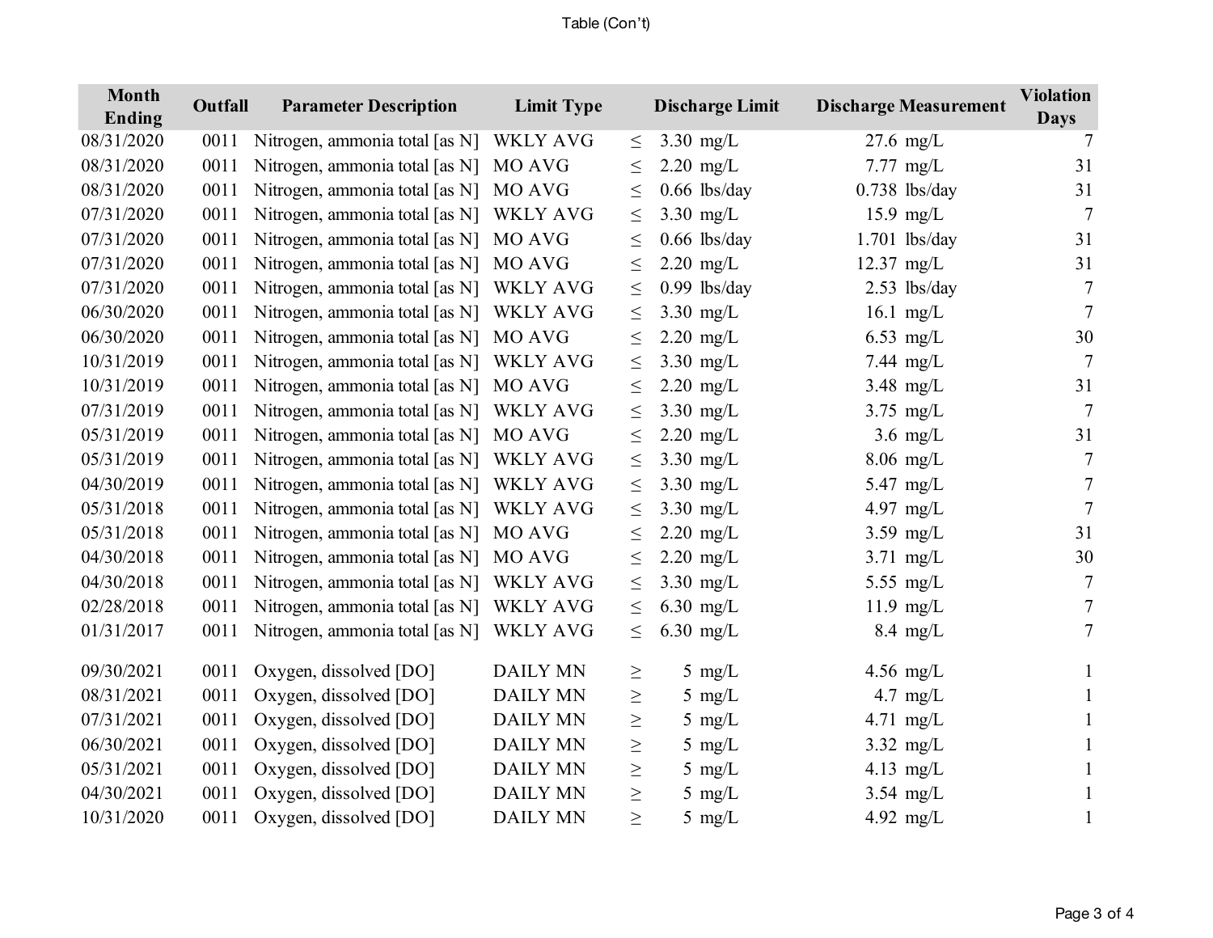Table (Con't)

| Month Ending | Outfall | Parameter Description | Limit Type | | Discharge Limit | Discharge Measurement | Violation Days |
|---|---|---|---|---|---|---|---|
| 08/31/2020 | 0011 | Nitrogen, ammonia total [as N] | WKLY AVG | ≤ | 3.30 mg/L | 27.6 mg/L | 7 |
| 08/31/2020 | 0011 | Nitrogen, ammonia total [as N] | MO AVG | ≤ | 2.20 mg/L | 7.77 mg/L | 31 |
| 08/31/2020 | 0011 | Nitrogen, ammonia total [as N] | MO AVG | ≤ | 0.66 lbs/day | 0.738 lbs/day | 31 |
| 07/31/2020 | 0011 | Nitrogen, ammonia total [as N] | WKLY AVG | ≤ | 3.30 mg/L | 15.9 mg/L | 7 |
| 07/31/2020 | 0011 | Nitrogen, ammonia total [as N] | MO AVG | ≤ | 0.66 lbs/day | 1.701 lbs/day | 31 |
| 07/31/2020 | 0011 | Nitrogen, ammonia total [as N] | MO AVG | ≤ | 2.20 mg/L | 12.37 mg/L | 31 |
| 07/31/2020 | 0011 | Nitrogen, ammonia total [as N] | WKLY AVG | ≤ | 0.99 lbs/day | 2.53 lbs/day | 7 |
| 06/30/2020 | 0011 | Nitrogen, ammonia total [as N] | WKLY AVG | ≤ | 3.30 mg/L | 16.1 mg/L | 7 |
| 06/30/2020 | 0011 | Nitrogen, ammonia total [as N] | MO AVG | ≤ | 2.20 mg/L | 6.53 mg/L | 30 |
| 10/31/2019 | 0011 | Nitrogen, ammonia total [as N] | WKLY AVG | ≤ | 3.30 mg/L | 7.44 mg/L | 7 |
| 10/31/2019 | 0011 | Nitrogen, ammonia total [as N] | MO AVG | ≤ | 2.20 mg/L | 3.48 mg/L | 31 |
| 07/31/2019 | 0011 | Nitrogen, ammonia total [as N] | WKLY AVG | ≤ | 3.30 mg/L | 3.75 mg/L | 7 |
| 05/31/2019 | 0011 | Nitrogen, ammonia total [as N] | MO AVG | ≤ | 2.20 mg/L | 3.6 mg/L | 31 |
| 05/31/2019 | 0011 | Nitrogen, ammonia total [as N] | WKLY AVG | ≤ | 3.30 mg/L | 8.06 mg/L | 7 |
| 04/30/2019 | 0011 | Nitrogen, ammonia total [as N] | WKLY AVG | ≤ | 3.30 mg/L | 5.47 mg/L | 7 |
| 05/31/2018 | 0011 | Nitrogen, ammonia total [as N] | WKLY AVG | ≤ | 3.30 mg/L | 4.97 mg/L | 7 |
| 05/31/2018 | 0011 | Nitrogen, ammonia total [as N] | MO AVG | ≤ | 2.20 mg/L | 3.59 mg/L | 31 |
| 04/30/2018 | 0011 | Nitrogen, ammonia total [as N] | MO AVG | ≤ | 2.20 mg/L | 3.71 mg/L | 30 |
| 04/30/2018 | 0011 | Nitrogen, ammonia total [as N] | WKLY AVG | ≤ | 3.30 mg/L | 5.55 mg/L | 7 |
| 02/28/2018 | 0011 | Nitrogen, ammonia total [as N] | WKLY AVG | ≤ | 6.30 mg/L | 11.9 mg/L | 7 |
| 01/31/2017 | 0011 | Nitrogen, ammonia total [as N] | WKLY AVG | ≤ | 6.30 mg/L | 8.4 mg/L | 7 |
| 09/30/2021 | 0011 | Oxygen, dissolved [DO] | DAILY MN | ≥ | 5 mg/L | 4.56 mg/L | 1 |
| 08/31/2021 | 0011 | Oxygen, dissolved [DO] | DAILY MN | ≥ | 5 mg/L | 4.7 mg/L | 1 |
| 07/31/2021 | 0011 | Oxygen, dissolved [DO] | DAILY MN | ≥ | 5 mg/L | 4.71 mg/L | 1 |
| 06/30/2021 | 0011 | Oxygen, dissolved [DO] | DAILY MN | ≥ | 5 mg/L | 3.32 mg/L | 1 |
| 05/31/2021 | 0011 | Oxygen, dissolved [DO] | DAILY MN | ≥ | 5 mg/L | 4.13 mg/L | 1 |
| 04/30/2021 | 0011 | Oxygen, dissolved [DO] | DAILY MN | ≥ | 5 mg/L | 3.54 mg/L | 1 |
| 10/31/2020 | 0011 | Oxygen, dissolved [DO] | DAILY MN | ≥ | 5 mg/L | 4.92 mg/L | 1 |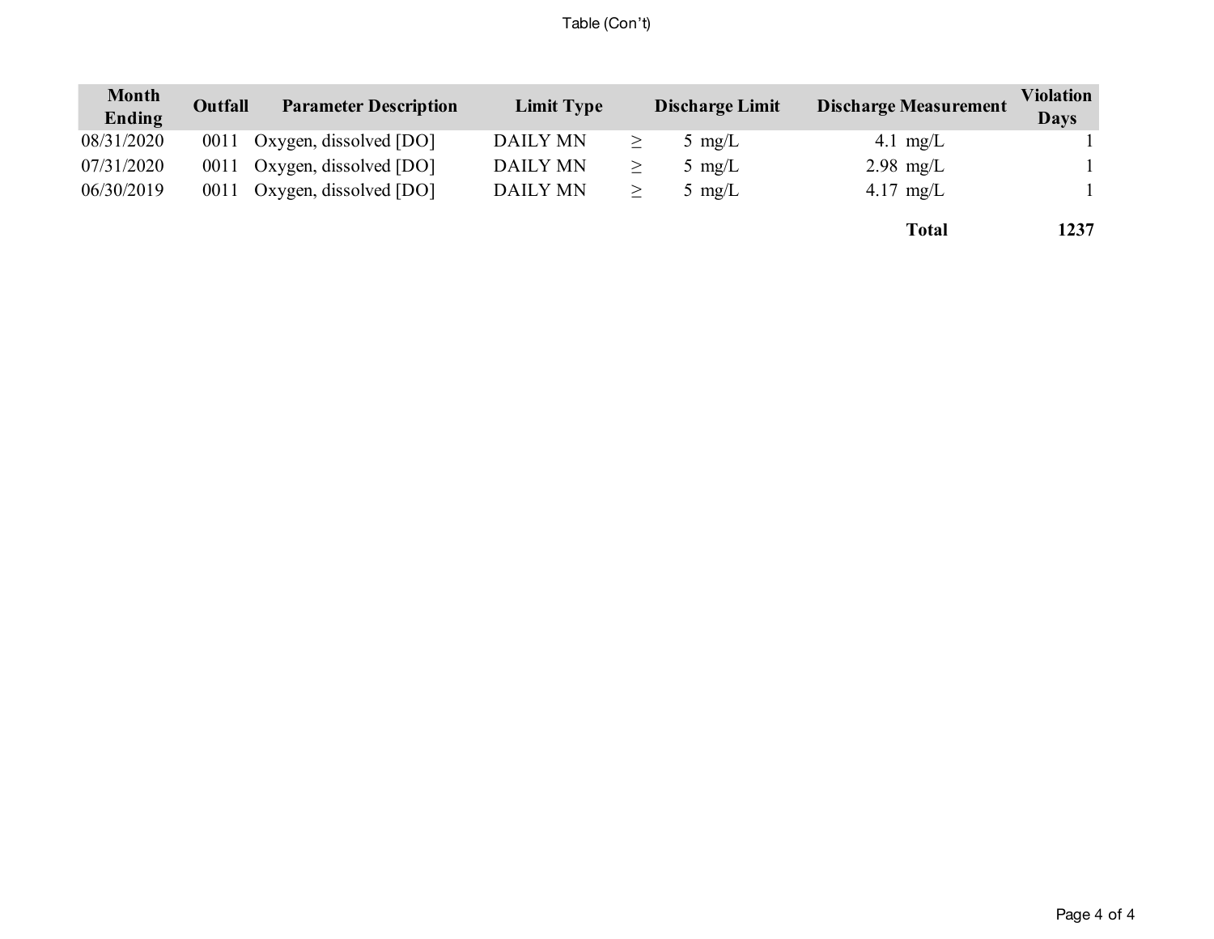Table (Con't)

| Month Ending | Outfall | Parameter Description | Limit Type | | Discharge Limit | Discharge Measurement | Violation Days |
|---|---|---|---|---|---|---|---|
| 08/31/2020 | 0011 | Oxygen, dissolved [DO] | DAILY MN | ≥ | 5 mg/L | 4.1 mg/L | 1 |
| 07/31/2020 | 0011 | Oxygen, dissolved [DO] | DAILY MN | ≥ | 5 mg/L | 2.98 mg/L | 1 |
| 06/30/2019 | 0011 | Oxygen, dissolved [DO] | DAILY MN | ≥ | 5 mg/L | 4.17 mg/L | 1 |
| | | | | | | **Total** | **1237** |